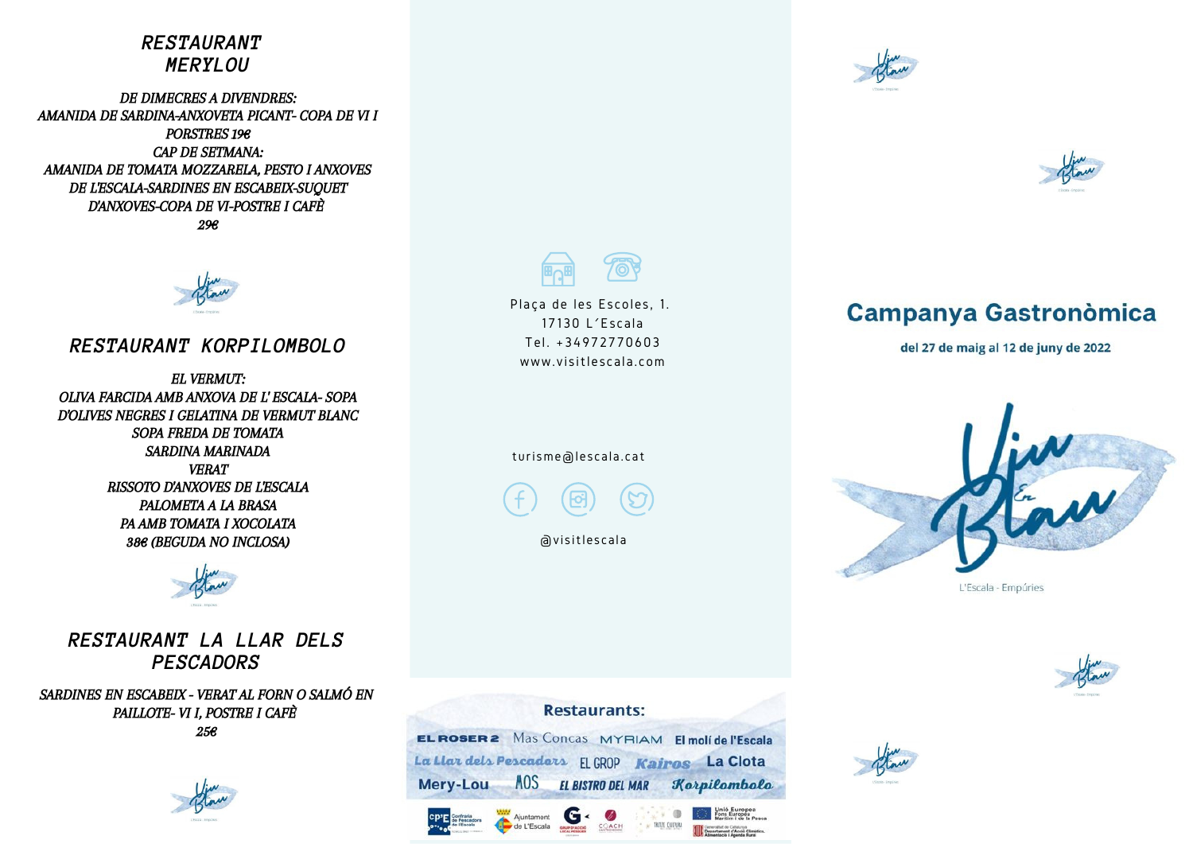## RESTAURANT MERYLOU

*DE DIMECRES A DIVENDRES:*
*AMANIDA DE SARDINA-ANXOVETA PICANT- COPA DE VI I PORSTRES 19€*
*CAP DE SETMANA:*
*AMANIDA DE TOMATA MOZZARELA, PESTO I ANXOVES DE L'ESCALA-SARDINES EN ESCABEIX-SUQUET D'ANXOVES-COPA DE VI-POSTRE I CAFÈ*
***29€***

## RESTAURANT KORPILOMBOLO

*EL VERMUT:*
*OLIVA FARCIDA AMB ANXOVA DE L' ESCALA- SOPA D'OLIVES NEGRES I GELATINA DE VERMUT BLANC*
*SOPA FREDA DE TOMATA*
*SARDINA MARINADA*
*VERAT*
*RISSOTO D'ANXOVES DE L'ESCALA*
*PALOMETA A LA BRASA*
*PA AMB TOMATA I XOCOLATA*
***38€ (BEGUDA NO INCLOSA)***

## RESTAURANT LA LLAR DELS PESCADORS

*SARDINES EN ESCABEIX - VERAT AL FORN O SALMÓ EN PAILLOTE- VI I, POSTRE I CAFÈ*
***25€***

Plaça de les Escoles, 1.
17130 L´Escala
Tel. +34972770603
www.visitlescala.com

turisme@lescala.cat

@visitlescala

**Restaurants:**

EL ROSER 2 · Mas Concas · MYRIAM · El molí de l'Escala · La Llar dels Pescadors · EL GROP · Kairos · La Clota · Mery-Lou · MOS · EL BISTRO DEL MAR · Korpilombolo

# Campanya Gastronòmica

**del 27 de maig al 12 de juny de 2022**

Viu en Blau

L'Escala - Empúries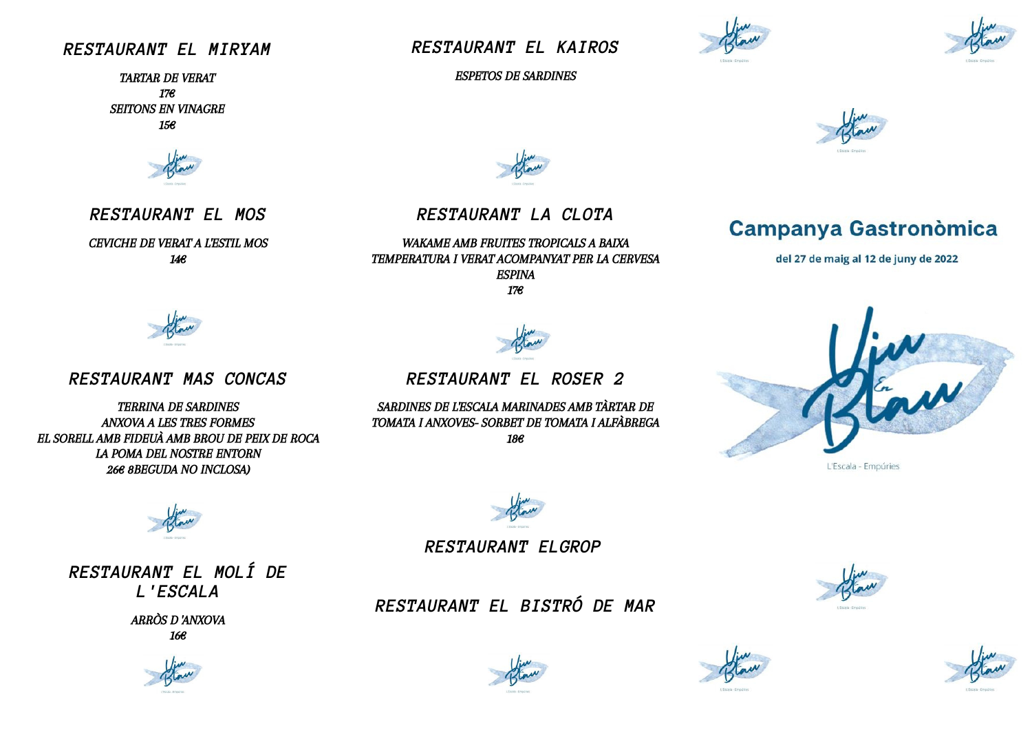## RESTAURANT EL MIRYAM

*TARTAR DE VERAT*
*17€*
*SEITONS EN VINAGRE*
*15€*

## RESTAURANT EL MOS

*CEVICHE DE VERAT A L'ESTIL MOS*
*14€*

## RESTAURANT MAS CONCAS

*TERRINA DE SARDINES*
*ANXOVA A LES TRES FORMES*
*EL SORELL AMB FIDEUÀ AMB BROU DE PEIX DE ROCA*
*LA POMA DEL NOSTRE ENTORN*
*26€ 8BEGUDA NO INCLOSA)*

## RESTAURANT EL MOLÍ DE L'ESCALA

*ARRÒS D'ANXOVA*
*16€*

## RESTAURANT EL KAIROS

*ESPETOS DE SARDINES*

## RESTAURANT LA CLOTA

*WAKAME AMB FRUITES TROPICALS A BAIXA TEMPERATURA I VERAT ACOMPANYAT PER LA CERVESA ESPINA*
*17€*

## RESTAURANT EL ROSER 2

*SARDINES DE L'ESCALA MARINADES AMB TÀRTAR DE TOMATA I ANXOVES- SORBET DE TOMATA I ALFÀBREGA*
*18€*

## RESTAURANT ELGROP

## RESTAURANT EL BISTRÓ DE MAR

# Campanya Gastronòmica

del 27 de maig al 12 de juny de 2022

Viu en Blau

L'Escala - Empúries